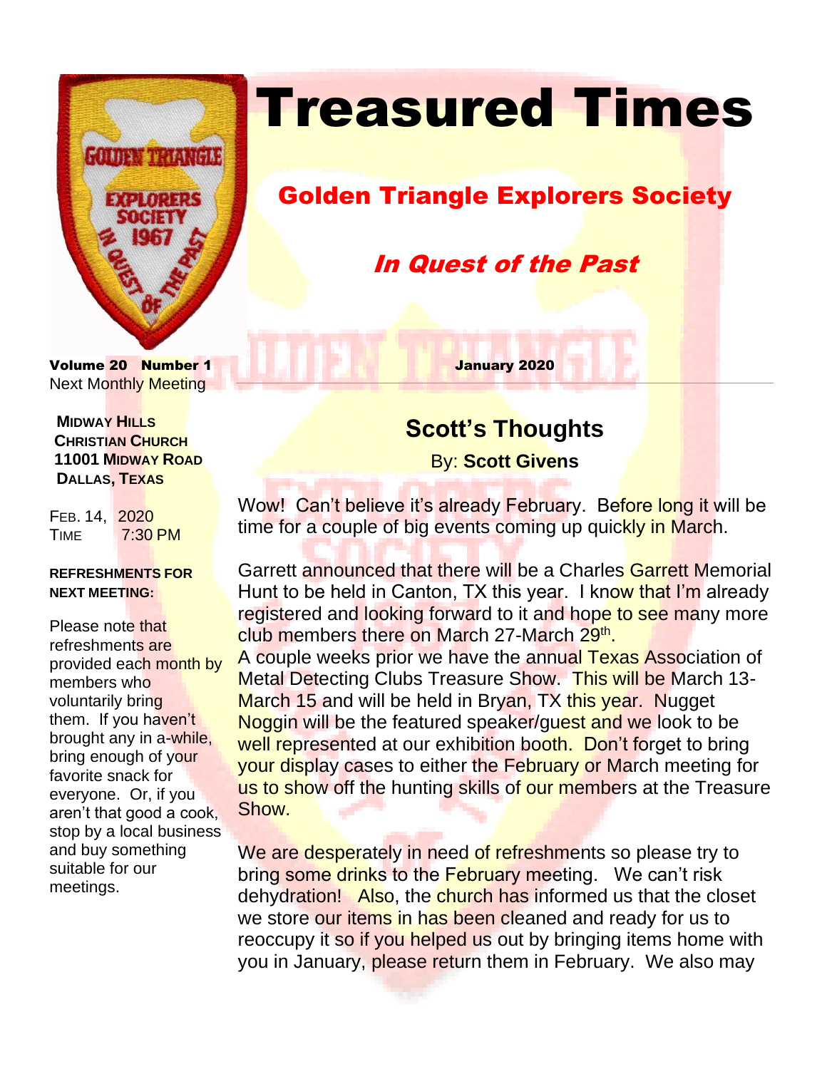# Treasured Times

## Golden Triangle Explorers Society

### *In Quest of the Past*

**Volume 20 Number 1** **January 2020**

Next Monthly Meeting

**MIDWAY HILLS CHRISTIAN CHURCH**
**11001 MIDWAY ROAD**
**DALLAS, TEXAS**

FEB. 14, 2020
TIME 7:30 PM

**REFRESHMENTS FOR NEXT MEETING:**

Please note that refreshments are provided each month by members who voluntarily bring them. If you haven't brought any in a-while, bring enough of your favorite snack for everyone. Or, if you aren't that good a cook, stop by a local business and buy something suitable for our meetings.

## Scott's Thoughts

By: **Scott Givens**

Wow! Can't believe it's already February. Before long it will be time for a couple of big events coming up quickly in March.

Garrett announced that there will be a Charles Garrett Memorial Hunt to be held in Canton, TX this year. I know that I'm already registered and looking forward to it and hope to see many more club members there on March 27-March 29th.

A couple weeks prior we have the annual Texas Association of Metal Detecting Clubs Treasure Show. This will be March 13-March 15 and will be held in Bryan, TX this year. Nugget Noggin will be the featured speaker/guest and we look to be well represented at our exhibition booth. Don't forget to bring your display cases to either the February or March meeting for us to show off the hunting skills of our members at the Treasure Show.

We are desperately in need of refreshments so please try to bring some drinks to the February meeting. We can't risk dehydration! Also, the church has informed us that the closet we store our items in has been cleaned and ready for us to reoccupy it so if you helped us out by bringing items home with you in January, please return them in February. We also may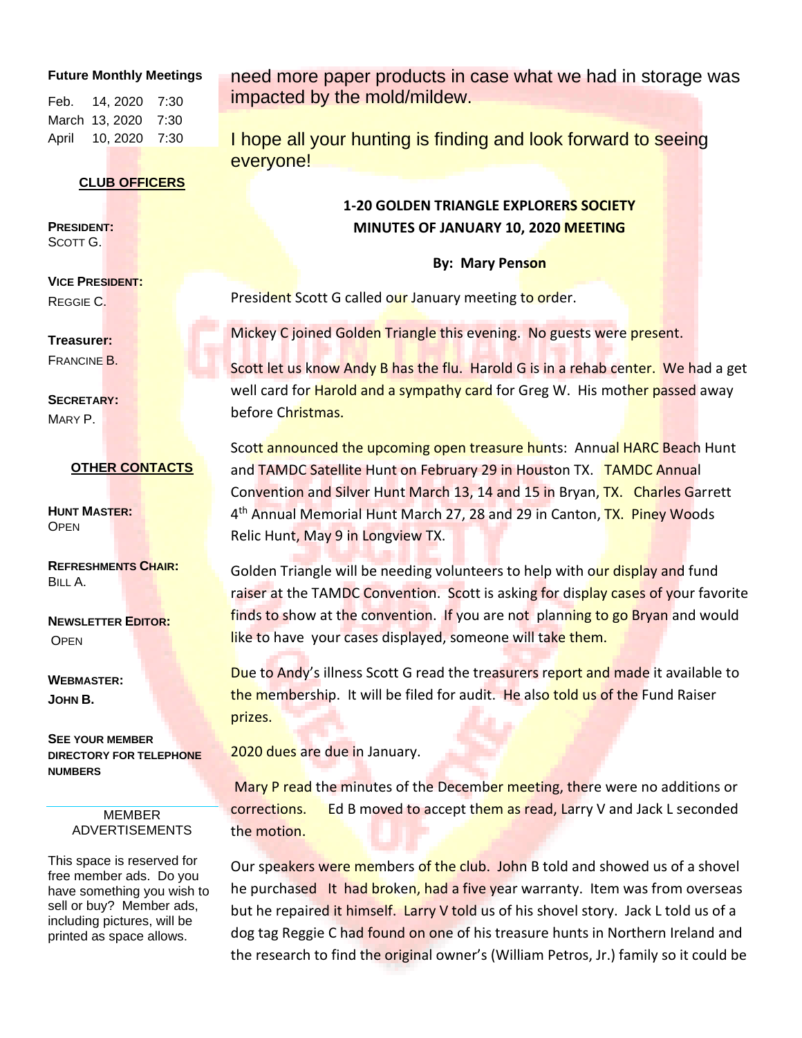**Future Monthly Meetings**

| | | |
|---|---|---|
| Feb. | 14, 2020 | 7:30 |
| March | 13, 2020 | 7:30 |
| April | 10, 2020 | 7:30 |

**CLUB OFFICERS**

**PRESIDENT:**
SCOTT G.

**VICE PRESIDENT:**
REGGIE C.

**Treasurer:**
FRANCINE B.

**SECRETARY:**
MARY P.

**OTHER CONTACTS**

**HUNT MASTER:**
OPEN

**REFRESHMENTS CHAIR:**
BILL A.

**NEWSLETTER EDITOR:**
OPEN

**WEBMASTER:**
**JOHN B.**

**SEE YOUR MEMBER DIRECTORY FOR TELEPHONE NUMBERS**

MEMBER ADVERTISEMENTS

This space is reserved for free member ads. Do you have something you wish to sell or buy? Member ads, including pictures, will be printed as space allows.

need more paper products in case what we had in storage was impacted by the mold/mildew.

I hope all your hunting is finding and look forward to seeing everyone!

**1-20 GOLDEN TRIANGLE EXPLORERS SOCIETY**
**MINUTES OF JANUARY 10, 2020 MEETING**

**By: Mary Penson**

President Scott G called our January meeting to order.

Mickey C joined Golden Triangle this evening. No guests were present.

Scott let us know Andy B has the flu. Harold G is in a rehab center. We had a get well card for Harold and a sympathy card for Greg W. His mother passed away before Christmas.

Scott announced the upcoming open treasure hunts: Annual HARC Beach Hunt and TAMDC Satellite Hunt on February 29 in Houston TX. TAMDC Annual Convention and Silver Hunt March 13, 14 and 15 in Bryan, TX. Charles Garrett 4th Annual Memorial Hunt March 27, 28 and 29 in Canton, TX. Piney Woods Relic Hunt, May 9 in Longview TX.

Golden Triangle will be needing volunteers to help with our display and fund raiser at the TAMDC Convention. Scott is asking for display cases of your favorite finds to show at the convention. If you are not planning to go Bryan and would like to have your cases displayed, someone will take them.

Due to Andy's illness Scott G read the treasurers report and made it available to the membership. It will be filed for audit. He also told us of the Fund Raiser prizes.

2020 dues are due in January.

Mary P read the minutes of the December meeting, there were no additions or corrections. Ed B moved to accept them as read, Larry V and Jack L seconded the motion.

Our speakers were members of the club. John B told and showed us of a shovel he purchased It had broken, had a five year warranty. Item was from overseas but he repaired it himself. Larry V told us of his shovel story. Jack L told us of a dog tag Reggie C had found on one of his treasure hunts in Northern Ireland and the research to find the original owner's (William Petros, Jr.) family so it could be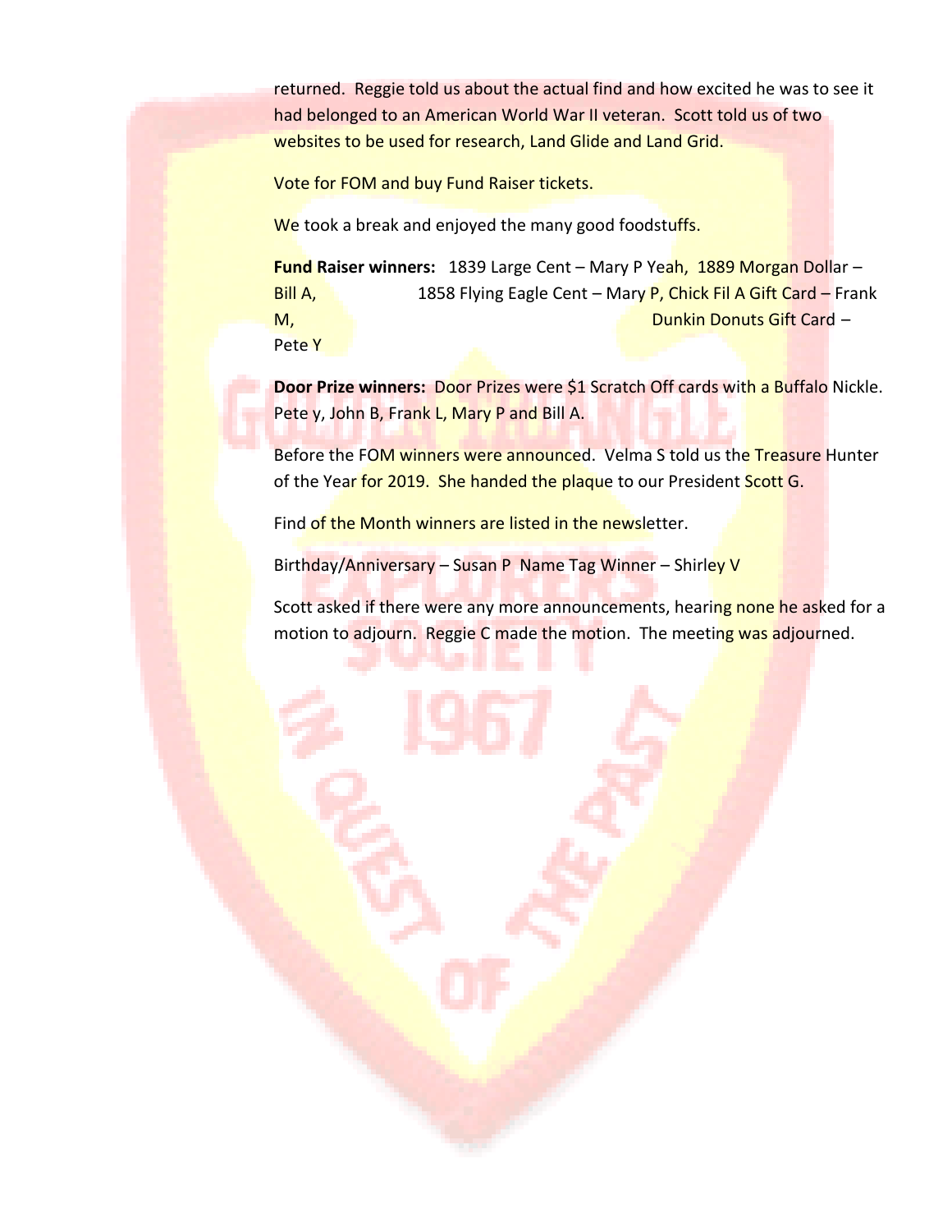returned. Reggie told us about the actual find and how excited he was to see it had belonged to an American World War II veteran. Scott told us of two websites to be used for research, Land Glide and Land Grid.

Vote for FOM and buy Fund Raiser tickets.

We took a break and enjoyed the many good foodstuffs.

**Fund Raiser winners:** 1839 Large Cent – Mary P Yeah, 1889 Morgan Dollar – Bill A, 1858 Flying Eagle Cent – Mary P, Chick Fil A Gift Card – Frank M, Dunkin Donuts Gift Card – Pete Y

**Door Prize winners:** Door Prizes were $1 Scratch Off cards with a Buffalo Nickle. Pete y, John B, Frank L, Mary P and Bill A.

Before the FOM winners were announced. Velma S told us the Treasure Hunter of the Year for 2019. She handed the plaque to our President Scott G.

Find of the Month winners are listed in the newsletter.

Birthday/Anniversary – Susan P Name Tag Winner – Shirley V

Scott asked if there were any more announcements, hearing none he asked for a motion to adjourn. Reggie C made the motion. The meeting was adjourned.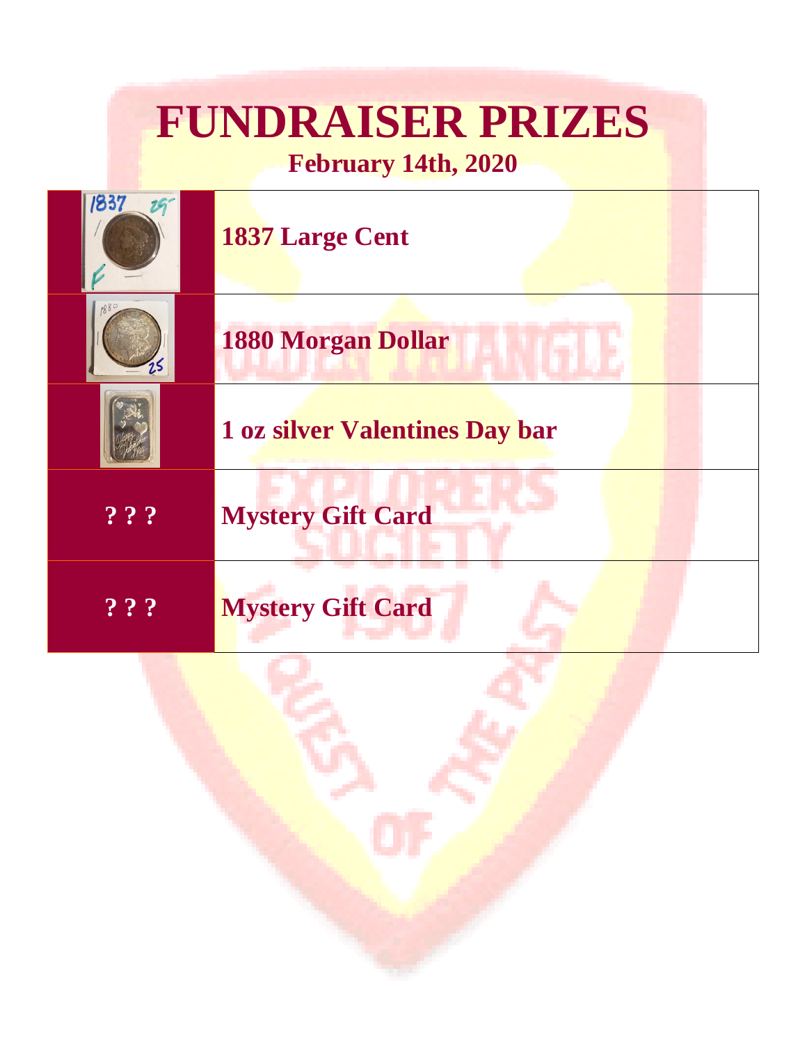# FUNDRAISER PRIZES

## February 14th, 2020

| | |
|---|---|
| | **1837 Large Cent** |
| | **1880 Morgan Dollar** |
| | **1 oz silver Valentines Day bar** |
| **? ? ?** | **Mystery Gift Card** |
| **? ? ?** | **Mystery Gift Card** |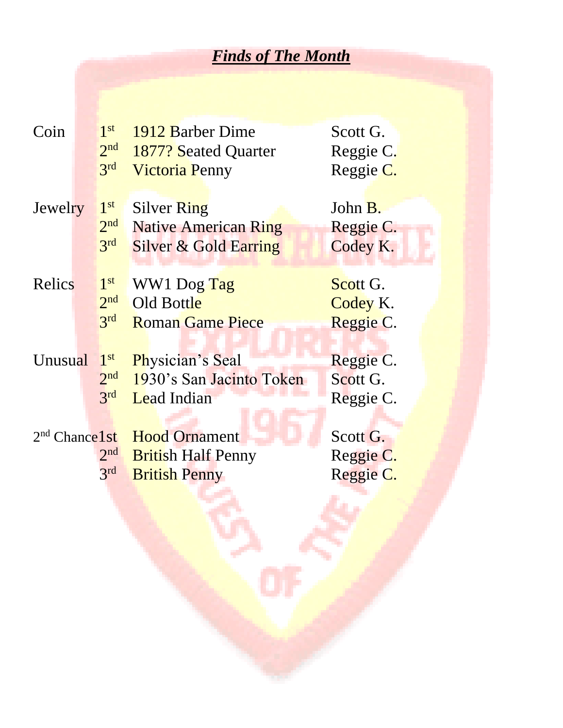## ***Finds of The Month***

| Category | Place | Find | Finder |
|---|---|---|---|
| Coin | 1st | 1912 Barber Dime | Scott G. |
| | 2nd | 1877? Seated Quarter | Reggie C. |
| | 3rd | Victoria Penny | Reggie C. |
| Jewelry | 1st | Silver Ring | John B. |
| | 2nd | Native American Ring | Reggie C. |
| | 3rd | Silver & Gold Earring | Codey K. |
| Relics | 1st | WW1 Dog Tag | Scott G. |
| | 2nd | Old Bottle | Codey K. |
| | 3rd | Roman Game Piece | Reggie C. |
| Unusual | 1st | Physician's Seal | Reggie C. |
| | 2nd | 1930's San Jacinto Token | Scott G. |
| | 3rd | Lead Indian | Reggie C. |
| 2nd Chance | 1st | Hood Ornament | Scott G. |
| | 2nd | British Half Penny | Reggie C. |
| | 3rd | British Penny | Reggie C. |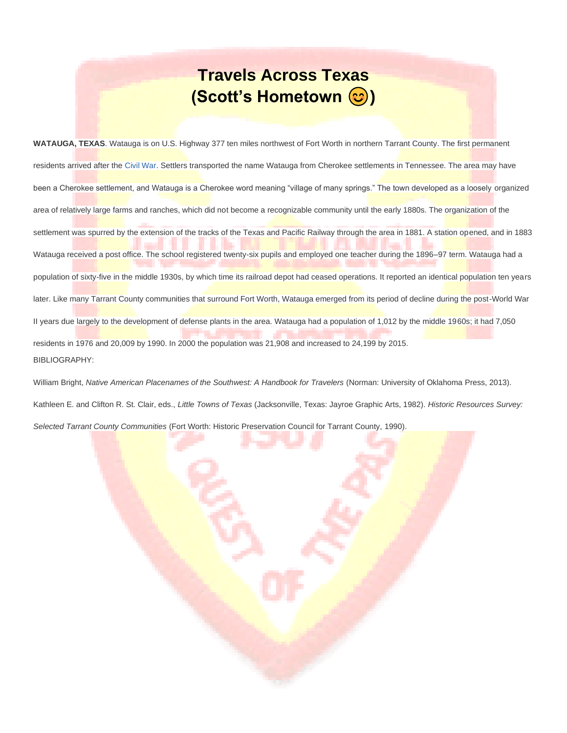# Travels Across Texas
# (Scott's Hometown 😊)

**WATAUGA, TEXAS**. Watauga is on U.S. Highway 377 ten miles northwest of Fort Worth in northern Tarrant County. The first permanent residents arrived after the Civil War. Settlers transported the name Watauga from Cherokee settlements in Tennessee. The area may have been a Cherokee settlement, and Watauga is a Cherokee word meaning "village of many springs." The town developed as a loosely organized area of relatively large farms and ranches, which did not become a recognizable community until the early 1880s. The organization of the settlement was spurred by the extension of the tracks of the Texas and Pacific Railway through the area in 1881. A station opened, and in 1883 Watauga received a post office. The school registered twenty-six pupils and employed one teacher during the 1896–97 term. Watauga had a population of sixty-five in the middle 1930s, by which time its railroad depot had ceased operations. It reported an identical population ten years later. Like many Tarrant County communities that surround Fort Worth, Watauga emerged from its period of decline during the post-World War II years due largely to the development of defense plants in the area. Watauga had a population of 1,012 by the middle 1960s; it had 7,050 residents in 1976 and 20,009 by 1990. In 2000 the population was 21,908 and increased to 24,199 by 2015.

BIBLIOGRAPHY:

William Bright, *Native American Placenames of the Southwest: A Handbook for Travelers* (Norman: University of Oklahoma Press, 2013). Kathleen E. and Clifton R. St. Clair, eds., *Little Towns of Texas* (Jacksonville, Texas: Jayroe Graphic Arts, 1982). *Historic Resources Survey: Selected Tarrant County Communities* (Fort Worth: Historic Preservation Council for Tarrant County, 1990).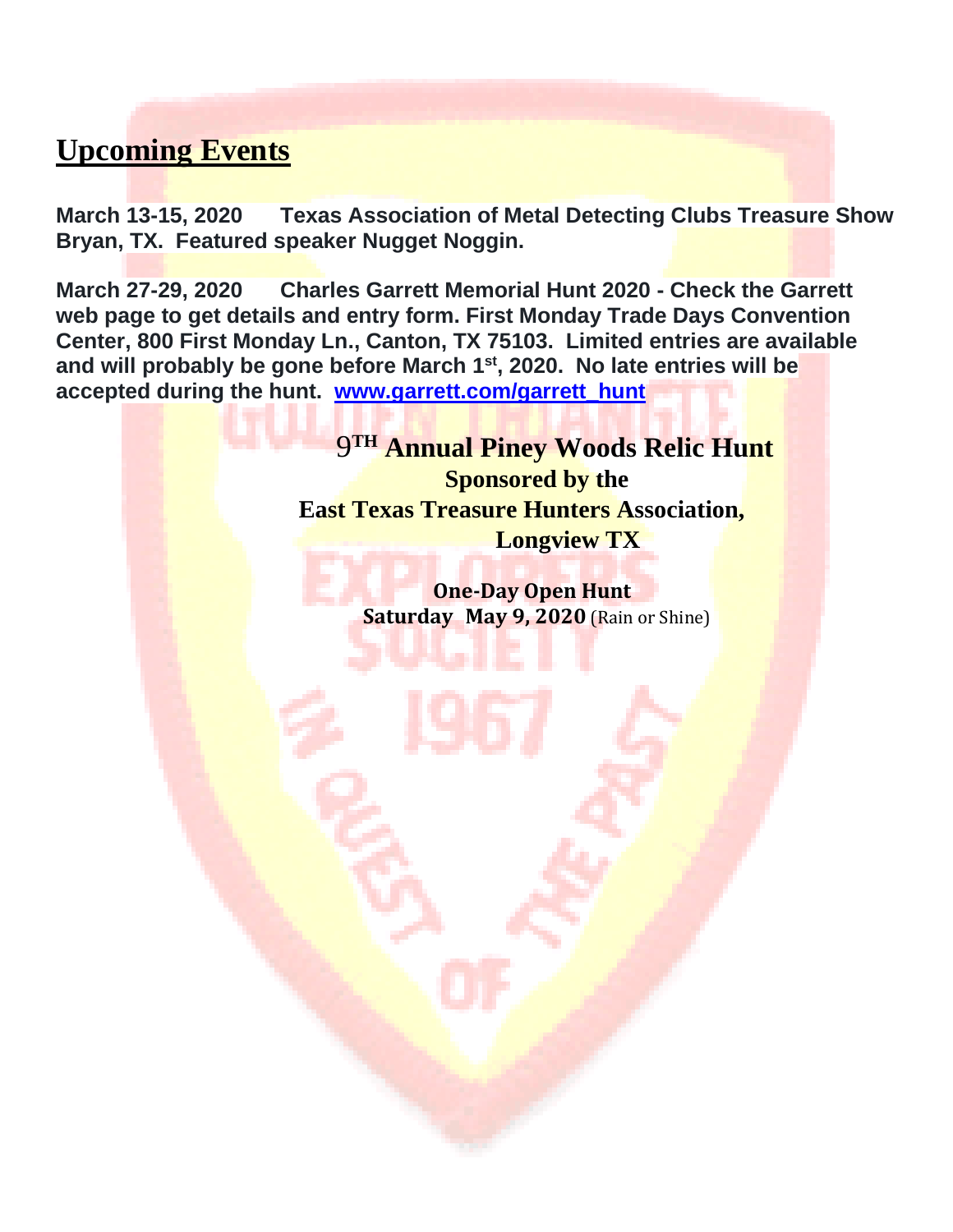## Upcoming Events

**March 13-15, 2020 Texas Association of Metal Detecting Clubs Treasure Show Bryan, TX. Featured speaker Nugget Noggin.**

**March 27-29, 2020 Charles Garrett Memorial Hunt 2020 - Check the Garrett web page to get details and entry form. First Monday Trade Days Convention Center, 800 First Monday Ln., Canton, TX 75103. Limited entries are available and will probably be gone before March 1st, 2020. No late entries will be accepted during the hunt. [www.garrett.com/garrett_hunt](http://www.garrett.com/garrett_hunt)**

**9TH Annual Piney Woods Relic Hunt**
**Sponsored by the**
**East Texas Treasure Hunters Association,**
**Longview TX**

**One-Day Open Hunt**
**Saturday May 9, 2020** (Rain or Shine)